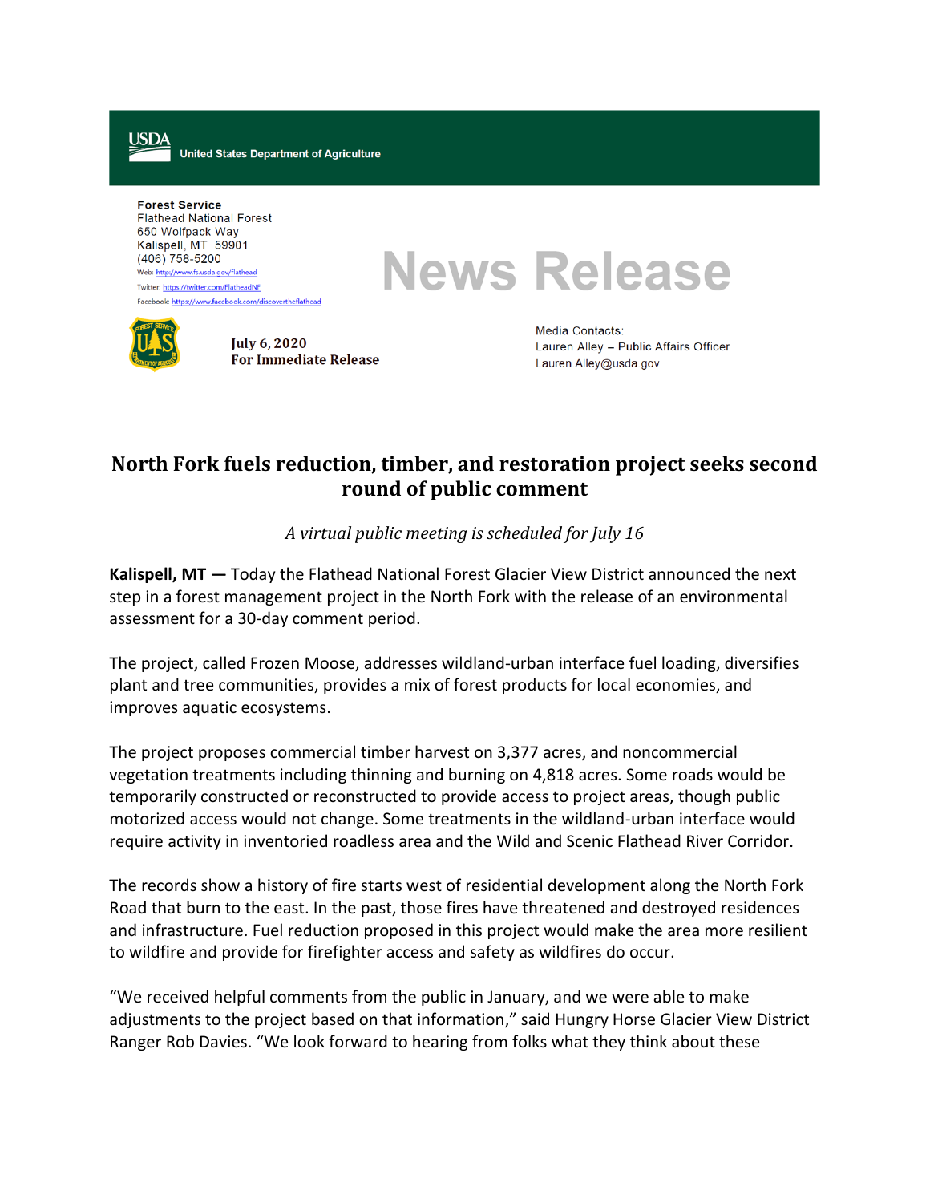USDA United States Department of Agriculture

**Forest Service**
Flathead National Forest
650 Wolfpack Way
Kalispell, MT 59901
(406) 758-5200
Web: http://www.fs.usda.gov/flathead
Twitter: https://twitter.com/FlatheadNF
Facebook: https://www.facebook.com/discovertheflathead

# News Release

**July 6, 2020**
**For Immediate Release**

Media Contacts:
Lauren Alley – Public Affairs Officer
Lauren.Alley@usda.gov

## North Fork fuels reduction, timber, and restoration project seeks second round of public comment

*A virtual public meeting is scheduled for July 16*

**Kalispell, MT —** Today the Flathead National Forest Glacier View District announced the next step in a forest management project in the North Fork with the release of an environmental assessment for a 30-day comment period.

The project, called Frozen Moose, addresses wildland-urban interface fuel loading, diversifies plant and tree communities, provides a mix of forest products for local economies, and improves aquatic ecosystems.

The project proposes commercial timber harvest on 3,377 acres, and noncommercial vegetation treatments including thinning and burning on 4,818 acres. Some roads would be temporarily constructed or reconstructed to provide access to project areas, though public motorized access would not change. Some treatments in the wildland-urban interface would require activity in inventoried roadless area and the Wild and Scenic Flathead River Corridor.

The records show a history of fire starts west of residential development along the North Fork Road that burn to the east. In the past, those fires have threatened and destroyed residences and infrastructure. Fuel reduction proposed in this project would make the area more resilient to wildfire and provide for firefighter access and safety as wildfires do occur.

"We received helpful comments from the public in January, and we were able to make adjustments to the project based on that information," said Hungry Horse Glacier View District Ranger Rob Davies. "We look forward to hearing from folks what they think about these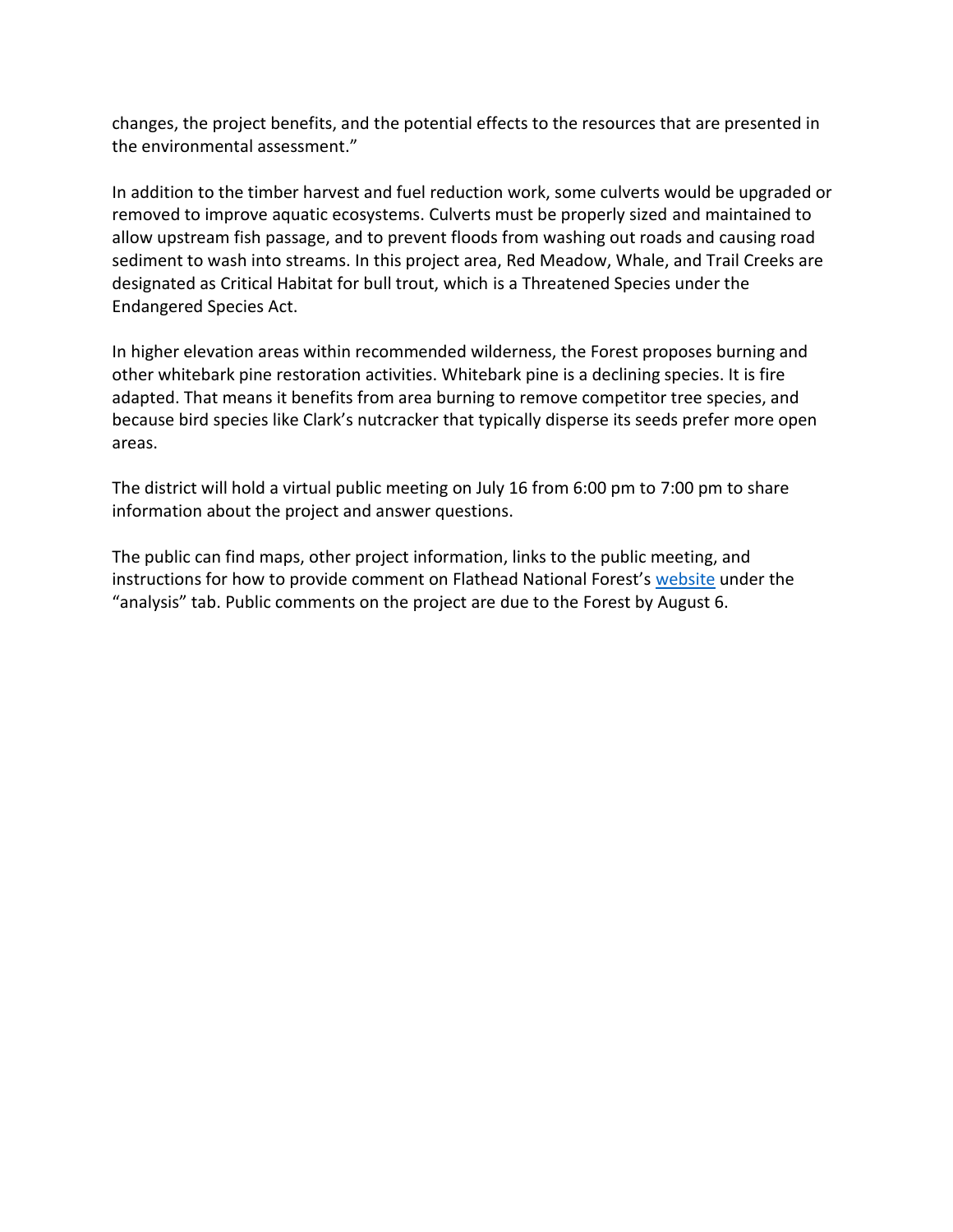changes, the project benefits, and the potential effects to the resources that are presented in the environmental assessment."

In addition to the timber harvest and fuel reduction work, some culverts would be upgraded or removed to improve aquatic ecosystems. Culverts must be properly sized and maintained to allow upstream fish passage, and to prevent floods from washing out roads and causing road sediment to wash into streams. In this project area, Red Meadow, Whale, and Trail Creeks are designated as Critical Habitat for bull trout, which is a Threatened Species under the Endangered Species Act.

In higher elevation areas within recommended wilderness, the Forest proposes burning and other whitebark pine restoration activities. Whitebark pine is a declining species. It is fire adapted. That means it benefits from area burning to remove competitor tree species, and because bird species like Clark's nutcracker that typically disperse its seeds prefer more open areas.

The district will hold a virtual public meeting on July 16 from 6:00 pm to 7:00 pm to share information about the project and answer questions.

The public can find maps, other project information, links to the public meeting, and instructions for how to provide comment on Flathead National Forest's website under the "analysis" tab. Public comments on the project are due to the Forest by August 6.